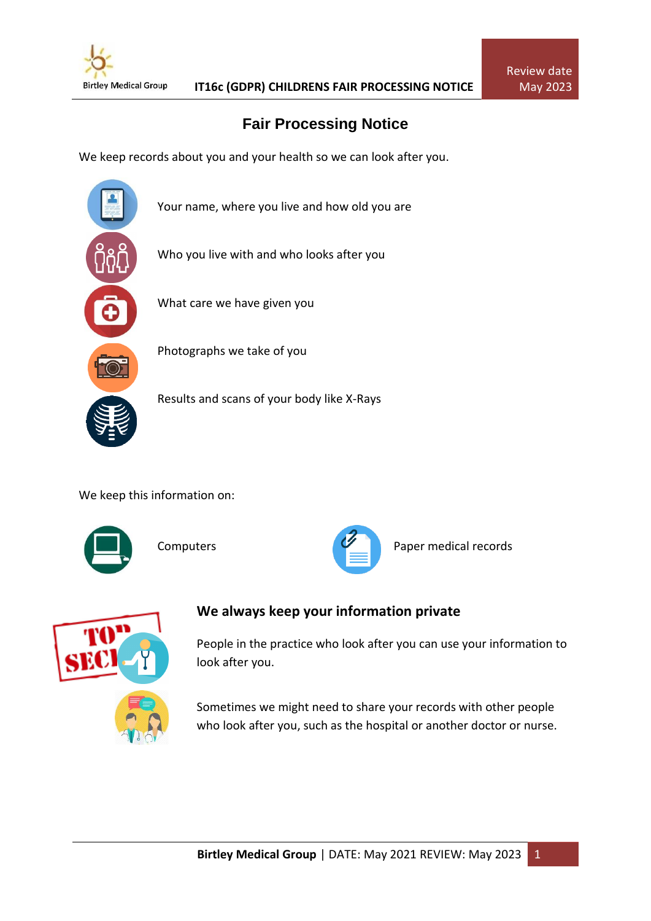# Fair Processing Notice

We keep records about you and your health so we can look after you.

- Your name, where you live and how old you are
- Who you live with and who looks after you
- What care we have given you
- Photographs we take of you
- Results and scans of your body like X-Rays

We keep this information on:

- Computers
- Paper medical records

## We always keep your information private

People in the practice who look after you can use your information to look after you.

Sometimes we might need to share your records with other people who look after you, such as the hospital or another doctor or nurse.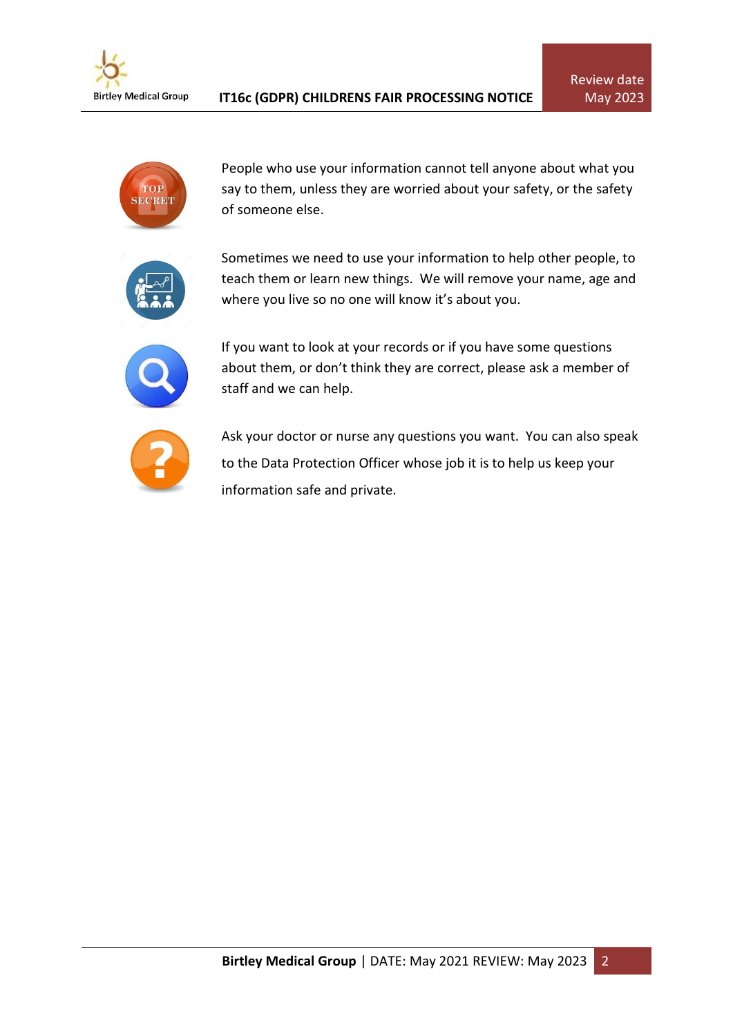People who use your information cannot tell anyone about what you say to them, unless they are worried about your safety, or the safety of someone else.

Sometimes we need to use your information to help other people, to teach them or learn new things. We will remove your name, age and where you live so no one will know it's about you.

If you want to look at your records or if you have some questions about them, or don't think they are correct, please ask a member of staff and we can help.

Ask your doctor or nurse any questions you want. You can also speak to the Data Protection Officer whose job it is to help us keep your information safe and private.